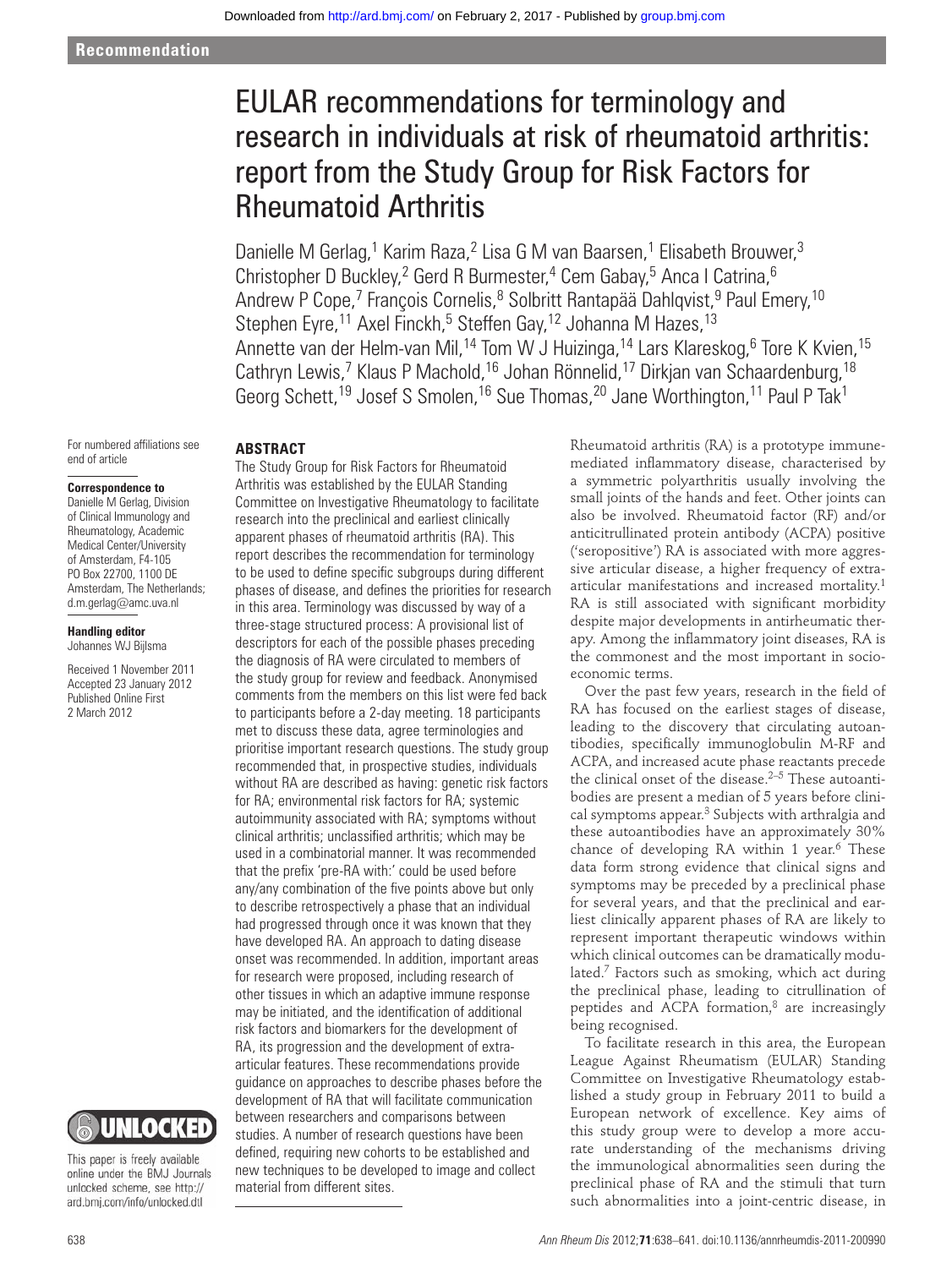Recommendation

# EULAR recommendations for terminology and research in individuals at risk of rheumatoid arthritis: report from the Study Group for Risk Factors for Rheumatoid Arthritis

Danielle M Gerlag,[1] Karim Raza,[2] Lisa G M van Baarsen,[1] Elisabeth Brouwer,[3] Christopher D Buckley,[2] Gerd R Burmester,[4] Cem Gabay,[5] Anca I Catrina,[6] Andrew P Cope,[7] François Cornelis,[8] Solbritt Rantapää Dahlqvist,[9] Paul Emery,[10] Stephen Eyre,[11] Axel Finckh,[5] Steffen Gay,[12] Johanna M Hazes,[13] Annette van der Helm-van Mil,[14] Tom W J Huizinga,[14] Lars Klareskog,[6] Tore K Kvien,[15] Cathryn Lewis,[7] Klaus P Machold,[16] Johan Rönnelid,[17] Dirkjan van Schaardenburg,[18] Georg Schett,[19] Josef S Smolen,[16] Sue Thomas,[20] Jane Worthington,[11] Paul P Tak[1]

For numbered affiliations see end of article

**Correspondence to**
Danielle M Gerlag, Division of Clinical Immunology and Rheumatology, Academic Medical Center/University of Amsterdam, F4-105 PO Box 22700, 1100 DE Amsterdam, The Netherlands; d.m.gerlag@amc.uva.nl

**Handling editor**
Johannes WJ Bijlsma

Received 1 November 2011
Accepted 23 January 2012
Published Online First
2 March 2012

## ABSTRACT

The Study Group for Risk Factors for Rheumatoid Arthritis was established by the EULAR Standing Committee on Investigative Rheumatology to facilitate research into the preclinical and earliest clinically apparent phases of rheumatoid arthritis (RA). This report describes the recommendation for terminology to be used to define specific subgroups during different phases of disease, and defines the priorities for research in this area. Terminology was discussed by way of a three-stage structured process: A provisional list of descriptors for each of the possible phases preceding the diagnosis of RA were circulated to members of the study group for review and feedback. Anonymised comments from the members on this list were fed back to participants before a 2-day meeting. 18 participants met to discuss these data, agree terminologies and prioritise important research questions. The study group recommended that, in prospective studies, individuals without RA are described as having: genetic risk factors for RA; environmental risk factors for RA; systemic autoimmunity associated with RA; symptoms without clinical arthritis; unclassified arthritis; which may be used in a combinatorial manner. It was recommended that the prefix 'pre-RA with:' could be used before any/any combination of the five points above but only to describe retrospectively a phase that an individual had progressed through once it was known that they have developed RA. An approach to dating disease onset was recommended. In addition, important areas for research were proposed, including research of other tissues in which an adaptive immune response may be initiated, and the identification of additional risk factors and biomarkers for the development of RA, its progression and the development of extra-articular features. These recommendations provide guidance on approaches to describe phases before the development of RA that will facilitate communication between researchers and comparisons between studies. A number of research questions have been defined, requiring new cohorts to be established and new techniques to be developed to image and collect material from different sites.

This paper is freely available online under the BMJ Journals unlocked scheme, see http://ard.bmj.com/info/unlocked.dtl

Rheumatoid arthritis (RA) is a prototype immune-mediated inflammatory disease, characterised by a symmetric polyarthritis usually involving the small joints of the hands and feet. Other joints can also be involved. Rheumatoid factor (RF) and/or anticitrullinated protein antibody (ACPA) positive ('seropositive') RA is associated with more aggressive articular disease, a higher frequency of extra-articular manifestations and increased mortality.[1] RA is still associated with significant morbidity despite major developments in antirheumatic therapy. Among the inflammatory joint diseases, RA is the commonest and the most important in socio-economic terms.

Over the past few years, research in the field of RA has focused on the earliest stages of disease, leading to the discovery that circulating autoantibodies, specifically immunoglobulin M-RF and ACPA, and increased acute phase reactants precede the clinical onset of the disease.[2–5] These autoantibodies are present a median of 5 years before clinical symptoms appear.[3] Subjects with arthralgia and these autoantibodies have an approximately 30% chance of developing RA within 1 year.[6] These data form strong evidence that clinical signs and symptoms may be preceded by a preclinical phase for several years, and that the preclinical and earliest clinically apparent phases of RA are likely to represent important therapeutic windows within which clinical outcomes can be dramatically modulated.[7] Factors such as smoking, which act during the preclinical phase, leading to citrullination of peptides and ACPA formation,[8] are increasingly being recognised.

To facilitate research in this area, the European League Against Rheumatism (EULAR) Standing Committee on Investigative Rheumatology established a study group in February 2011 to build a European network of excellence. Key aims of this study group were to develop a more accurate understanding of the mechanisms driving the immunological abnormalities seen during the preclinical phase of RA and the stimuli that turn such abnormalities into a joint-centric disease, in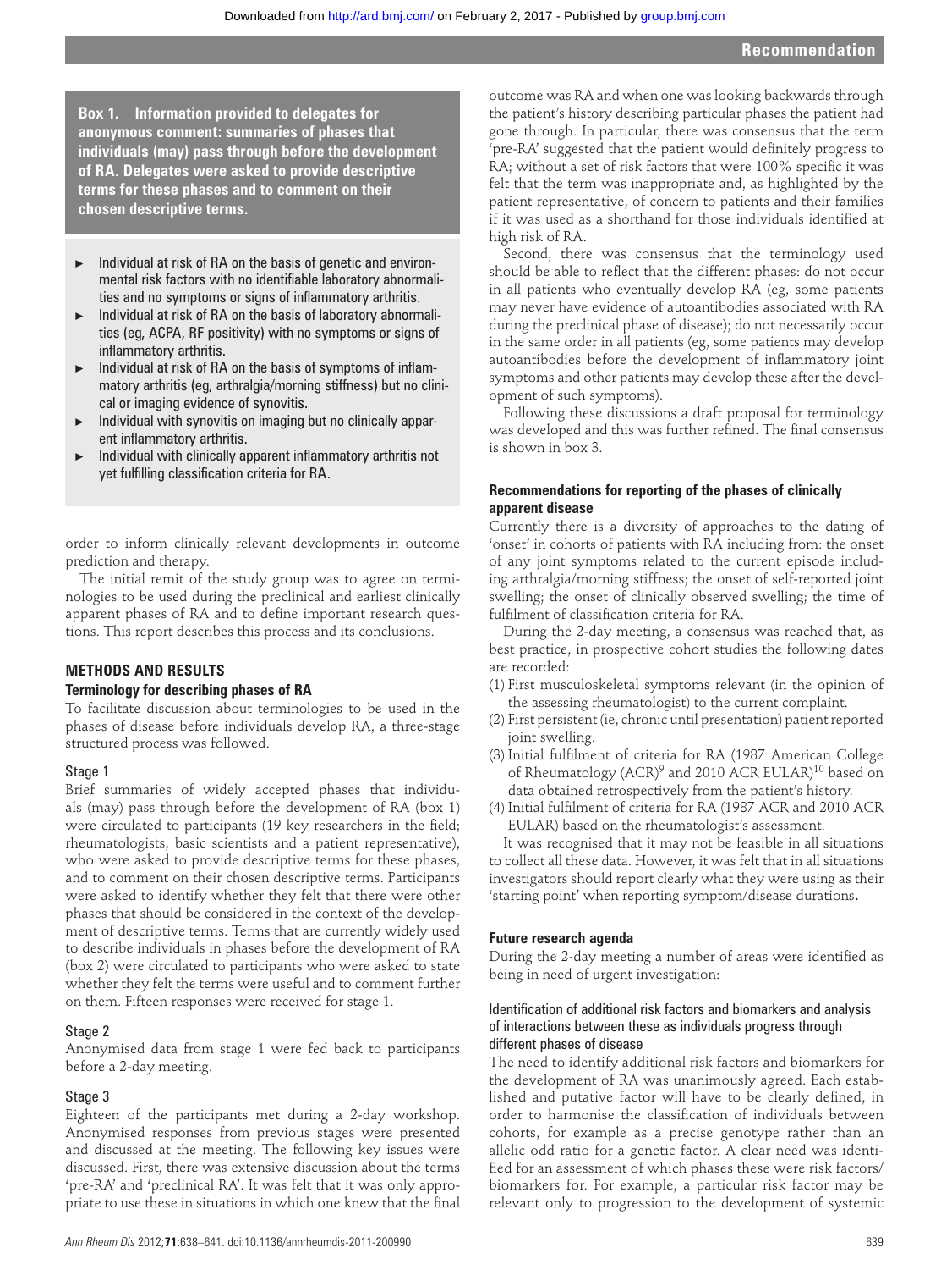**Box 1. Information provided to delegates for anonymous comment: summaries of phases that individuals (may) pass through before the development of RA. Delegates were asked to provide descriptive terms for these phases and to comment on their chosen descriptive terms.**

- Individual at risk of RA on the basis of genetic and environmental risk factors with no identifiable laboratory abnormalities and no symptoms or signs of inflammatory arthritis.
- Individual at risk of RA on the basis of laboratory abnormalities (eg, ACPA, RF positivity) with no symptoms or signs of inflammatory arthritis.
- Individual at risk of RA on the basis of symptoms of inflammatory arthritis (eg, arthralgia/morning stiffness) but no clinical or imaging evidence of synovitis.
- Individual with synovitis on imaging but no clinically apparent inflammatory arthritis.
- Individual with clinically apparent inflammatory arthritis not yet fulfilling classification criteria for RA.

order to inform clinically relevant developments in outcome prediction and therapy.

The initial remit of the study group was to agree on terminologies to be used during the preclinical and earliest clinically apparent phases of RA and to define important research questions. This report describes this process and its conclusions.

## METHODS AND RESULTS

### Terminology for describing phases of RA

To facilitate discussion about terminologies to be used in the phases of disease before individuals develop RA, a three-stage structured process was followed.

#### Stage 1

Brief summaries of widely accepted phases that individuals (may) pass through before the development of RA (box 1) were circulated to participants (19 key researchers in the field; rheumatologists, basic scientists and a patient representative), who were asked to provide descriptive terms for these phases, and to comment on their chosen descriptive terms. Participants were asked to identify whether they felt that there were other phases that should be considered in the context of the development of descriptive terms. Terms that are currently widely used to describe individuals in phases before the development of RA (box 2) were circulated to participants who were asked to state whether they felt the terms were useful and to comment further on them. Fifteen responses were received for stage 1.

#### Stage 2

Anonymised data from stage 1 were fed back to participants before a 2-day meeting.

#### Stage 3

Eighteen of the participants met during a 2-day workshop. Anonymised responses from previous stages were presented and discussed at the meeting. The following key issues were discussed. First, there was extensive discussion about the terms 'pre-RA' and 'preclinical RA'. It was felt that it was only appropriate to use these in situations in which one knew that the final outcome was RA and when one was looking backwards through the patient's history describing particular phases the patient had gone through. In particular, there was consensus that the term 'pre-RA' suggested that the patient would definitely progress to RA; without a set of risk factors that were 100% specific it was felt that the term was inappropriate and, as highlighted by the patient representative, of concern to patients and their families if it was used as a shorthand for those individuals identified at high risk of RA.

Second, there was consensus that the terminology used should be able to reflect that the different phases: do not occur in all patients who eventually develop RA (eg, some patients may never have evidence of autoantibodies associated with RA during the preclinical phase of disease); do not necessarily occur in the same order in all patients (eg, some patients may develop autoantibodies before the development of inflammatory joint symptoms and other patients may develop these after the development of such symptoms).

Following these discussions a draft proposal for terminology was developed and this was further refined. The final consensus is shown in box 3.

### Recommendations for reporting of the phases of clinically apparent disease

Currently there is a diversity of approaches to the dating of 'onset' in cohorts of patients with RA including from: the onset of any joint symptoms related to the current episode including arthralgia/morning stiffness; the onset of self-reported joint swelling; the onset of clinically observed swelling; the time of fulfilment of classification criteria for RA.

During the 2-day meeting, a consensus was reached that, as best practice, in prospective cohort studies the following dates are recorded:

(1) First musculoskeletal symptoms relevant (in the opinion of the assessing rheumatologist) to the current complaint.
(2) First persistent (ie, chronic until presentation) patient reported joint swelling.
(3) Initial fulfilment of criteria for RA (1987 American College of Rheumatology (ACR)[9] and 2010 ACR EULAR)[10] based on data obtained retrospectively from the patient's history.
(4) Initial fulfilment of criteria for RA (1987 ACR and 2010 ACR EULAR) based on the rheumatologist's assessment.

It was recognised that it may not be feasible in all situations to collect all these data. However, it was felt that in all situations investigators should report clearly what they were using as their 'starting point' when reporting symptom/disease durations.

### Future research agenda

During the 2-day meeting a number of areas were identified as being in need of urgent investigation:

#### Identification of additional risk factors and biomarkers and analysis of interactions between these as individuals progress through different phases of disease

The need to identify additional risk factors and biomarkers for the development of RA was unanimously agreed. Each established and putative factor will have to be clearly defined, in order to harmonise the classification of individuals between cohorts, for example as a precise genotype rather than an allelic odd ratio for a genetic factor. A clear need was identified for an assessment of which phases these were risk factors/biomarkers for. For example, a particular risk factor may be relevant only to progression to the development of systemic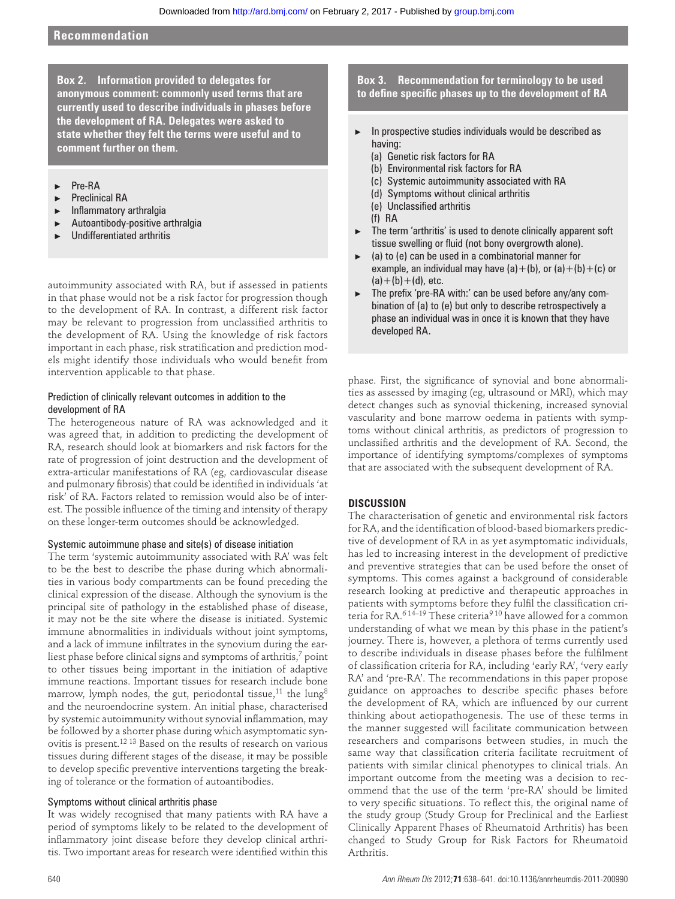**Box 2. Information provided to delegates for anonymous comment: commonly used terms that are currently used to describe individuals in phases before the development of RA. Delegates were asked to state whether they felt the terms were useful and to comment further on them.**

- Pre-RA
- Preclinical RA
- Inflammatory arthralgia
- Autoantibody-positive arthralgia
- Undifferentiated arthritis

autoimmunity associated with RA, but if assessed in patients in that phase would not be a risk factor for progression though to the development of RA. In contrast, a different risk factor may be relevant to progression from unclassified arthritis to the development of RA. Using the knowledge of risk factors important in each phase, risk stratification and prediction models might identify those individuals who would benefit from intervention applicable to that phase.

### Prediction of clinically relevant outcomes in addition to the development of RA

The heterogeneous nature of RA was acknowledged and it was agreed that, in addition to predicting the development of RA, research should look at biomarkers and risk factors for the rate of progression of joint destruction and the development of extra-articular manifestations of RA (eg, cardiovascular disease and pulmonary fibrosis) that could be identified in individuals 'at risk' of RA. Factors related to remission would also be of interest. The possible influence of the timing and intensity of therapy on these longer-term outcomes should be acknowledged.

### Systemic autoimmune phase and site(s) of disease initiation

The term 'systemic autoimmunity associated with RA' was felt to be the best to describe the phase during which abnormalities in various body compartments can be found preceding the clinical expression of the disease. Although the synovium is the principal site of pathology in the established phase of disease, it may not be the site where the disease is initiated. Systemic immune abnormalities in individuals without joint symptoms, and a lack of immune infiltrates in the synovium during the earliest phase before clinical signs and symptoms of arthritis,[7] point to other tissues being important in the initiation of adaptive immune reactions. Important tissues for research include bone marrow, lymph nodes, the gut, periodontal tissue,[11] the lung[8] and the neuroendocrine system. An initial phase, characterised by systemic autoimmunity without synovial inflammation, may be followed by a shorter phase during which asymptomatic synovitis is present.[12 13] Based on the results of research on various tissues during different stages of the disease, it may be possible to develop specific preventive interventions targeting the breaking of tolerance or the formation of autoantibodies.

### Symptoms without clinical arthritis phase

It was widely recognised that many patients with RA have a period of symptoms likely to be related to the development of inflammatory joint disease before they develop clinical arthritis. Two important areas for research were identified within this phase. First, the significance of synovial and bone abnormalities as assessed by imaging (eg, ultrasound or MRI), which may detect changes such as synovial thickening, increased synovial vascularity and bone marrow oedema in patients with symptoms without clinical arthritis, as predictors of progression to unclassified arthritis and the development of RA. Second, the importance of identifying symptoms/complexes of symptoms that are associated with the subsequent development of RA.

**Box 3. Recommendation for terminology to be used to define specific phases up to the development of RA**

- In prospective studies individuals would be described as having:
  - (a) Genetic risk factors for RA
  - (b) Environmental risk factors for RA
  - (c) Systemic autoimmunity associated with RA
  - (d) Symptoms without clinical arthritis
  - (e) Unclassified arthritis
  - (f) RA
- The term 'arthritis' is used to denote clinically apparent soft tissue swelling or fluid (not bony overgrowth alone).
- (a) to (e) can be used in a combinatorial manner for example, an individual may have (a)+(b), or (a)+(b)+(c) or (a)+(b)+(d), etc.
- The prefix 'pre-RA with:' can be used before any/any combination of (a) to (e) but only to describe retrospectively a phase an individual was in once it is known that they have developed RA.

## DISCUSSION

The characterisation of genetic and environmental risk factors for RA, and the identification of blood-based biomarkers predictive of development of RA in as yet asymptomatic individuals, has led to increasing interest in the development of predictive and preventive strategies that can be used before the onset of symptoms. This comes against a background of considerable research looking at predictive and therapeutic approaches in patients with symptoms before they fulfil the classification criteria for RA.[6 14–19] These criteria[9 10] have allowed for a common understanding of what we mean by this phase in the patient's journey. There is, however, a plethora of terms currently used to describe individuals in disease phases before the fulfilment of classification criteria for RA, including 'early RA', 'very early RA' and 'pre-RA'. The recommendations in this paper propose guidance on approaches to describe specific phases before the development of RA, which are influenced by our current thinking about aetiopathogenesis. The use of these terms in the manner suggested will facilitate communication between researchers and comparisons between studies, in much the same way that classification criteria facilitate recruitment of patients with similar clinical phenotypes to clinical trials. An important outcome from the meeting was a decision to recommend that the use of the term 'pre-RA' should be limited to very specific situations. To reflect this, the original name of the study group (Study Group for Preclinical and the Earliest Clinically Apparent Phases of Rheumatoid Arthritis) has been changed to Study Group for Risk Factors for Rheumatoid Arthritis.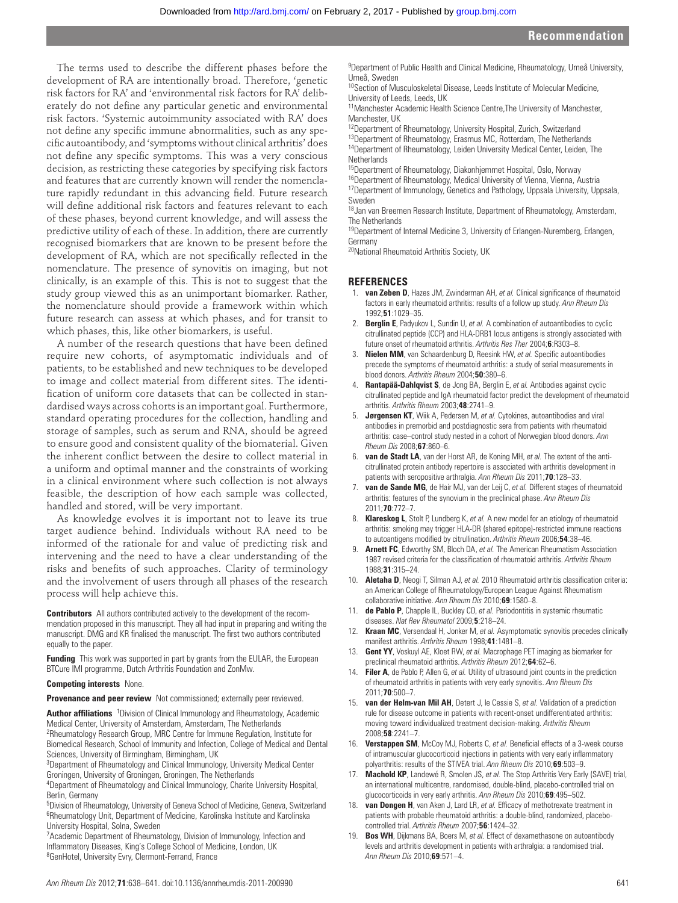The terms used to describe the different phases before the development of RA are intentionally broad. Therefore, 'genetic risk factors for RA' and 'environmental risk factors for RA' deliberately do not define any particular genetic and environmental risk factors. 'Systemic autoimmunity associated with RA' does not define any specific immune abnormalities, such as any specific autoantibody, and 'symptoms without clinical arthritis' does not define any specific symptoms. This was a very conscious decision, as restricting these categories by specifying risk factors and features that are currently known will render the nomenclature rapidly redundant in this advancing field. Future research will define additional risk factors and features relevant to each of these phases, beyond current knowledge, and will assess the predictive utility of each of these. In addition, there are currently recognised biomarkers that are known to be present before the development of RA, which are not specifically reflected in the nomenclature. The presence of synovitis on imaging, but not clinically, is an example of this. This is not to suggest that the study group viewed this as an unimportant biomarker. Rather, the nomenclature should provide a framework within which future research can assess at which phases, and for transit to which phases, this, like other biomarkers, is useful.

A number of the research questions that have been defined require new cohorts, of asymptomatic individuals and of patients, to be established and new techniques to be developed to image and collect material from different sites. The identification of uniform core datasets that can be collected in standardised ways across cohorts is an important goal. Furthermore, standard operating procedures for the collection, handling and storage of samples, such as serum and RNA, should be agreed to ensure good and consistent quality of the biomaterial. Given the inherent conflict between the desire to collect material in a uniform and optimal manner and the constraints of working in a clinical environment where such collection is not always feasible, the description of how each sample was collected, handled and stored, will be very important.

As knowledge evolves it is important not to leave its true target audience behind. Individuals without RA need to be informed of the rationale for and value of predicting risk and intervening and the need to have a clear understanding of the risks and benefits of such approaches. Clarity of terminology and the involvement of users through all phases of the research process will help achieve this.

**Contributors** All authors contributed actively to the development of the recommendation proposed in this manuscript. They all had input in preparing and writing the manuscript. DMG and KR finalised the manuscript. The first two authors contributed equally to the paper.

**Funding** This work was supported in part by grants from the EULAR, the European BTCure IMI programme, Dutch Arthritis Foundation and ZonMw.

**Competing interests** None.

**Provenance and peer review** Not commissioned; externally peer reviewed.

**Author affiliations** [1]Division of Clinical Immunology and Rheumatology, Academic Medical Center, University of Amsterdam, Amsterdam, The Netherlands
[2]Rheumatology Research Group, MRC Centre for Immune Regulation, Institute for Biomedical Research, School of Immunity and Infection, College of Medical and Dental Sciences, University of Birmingham, Birmingham, UK
[3]Department of Rheumatology and Clinical Immunology, University Medical Center Groningen, University of Groningen, Groningen, The Netherlands
[4]Department of Rheumatology and Clinical Immunology, Charite University Hospital, Berlin, Germany
[5]Division of Rheumatology, University of Geneva School of Medicine, Geneva, Switzerland
[6]Rheumatology Unit, Department of Medicine, Karolinska Institute and Karolinska University Hospital, Solna, Sweden
[7]Academic Department of Rheumatology, Division of Immunology, Infection and Inflammatory Diseases, King's College School of Medicine, London, UK
[8]GenHotel, University Evry, Clermont-Ferrand, France
[9]Department of Public Health and Clinical Medicine, Rheumatology, Umeå University, Umeå, Sweden
[10]Section of Musculoskeletal Disease, Leeds Institute of Molecular Medicine, University of Leeds, Leeds, UK
[11]Manchester Academic Health Science Centre,The University of Manchester, Manchester, UK
[12]Department of Rheumatology, University Hospital, Zurich, Switzerland
[13]Department of Rheumatology, Erasmus MC, Rotterdam, The Netherlands
[14]Department of Rheumatology, Leiden University Medical Center, Leiden, The Netherlands
[15]Department of Rheumatology, Diakonhjemmet Hospital, Oslo, Norway
[16]Department of Rheumatology, Medical University of Vienna, Vienna, Austria
[17]Department of Immunology, Genetics and Pathology, Uppsala University, Uppsala, Sweden
[18]Jan van Breemen Research Institute, Department of Rheumatology, Amsterdam, The Netherlands
[19]Department of Internal Medicine 3, University of Erlangen-Nuremberg, Erlangen, Germany
[20]National Rheumatoid Arthritis Society, UK

## REFERENCES

1. **van Zeben D**, Hazes JM, Zwinderman AH, *et al.* Clinical significance of rheumatoid factors in early rheumatoid arthritis: results of a follow up study. *Ann Rheum Dis* 1992;**51**:1029–35.
2. **Berglin E**, Padyukov L, Sundin U, *et al.* A combination of autoantibodies to cyclic citrullinated peptide (CCP) and HLA-DRB1 locus antigens is strongly associated with future onset of rheumatoid arthritis. *Arthritis Res Ther* 2004;**6**:R303–8.
3. **Nielen MM**, van Schaardenburg D, Reesink HW, *et al.* Specific autoantibodies precede the symptoms of rheumatoid arthritis: a study of serial measurements in blood donors. *Arthritis Rheum* 2004;**50**:380–6.
4. **Rantapää-Dahlqvist S**, de Jong BA, Berglin E, *et al.* Antibodies against cyclic citrullinated peptide and IgA rheumatoid factor predict the development of rheumatoid arthritis. *Arthritis Rheum* 2003;**48**:2741–9.
5. **Jørgensen KT**, Wiik A, Pedersen M, *et al.* Cytokines, autoantibodies and viral antibodies in premorbid and postdiagnostic sera from patients with rheumatoid arthritis: case–control study nested in a cohort of Norwegian blood donors. *Ann Rheum Dis* 2008;**67**:860–6.
6. **van de Stadt LA**, van der Horst AR, de Koning MH, *et al.* The extent of the anti-citrullinated protein antibody repertoire is associated with arthritis development in patients with seropositive arthralgia. *Ann Rheum Dis* 2011;**70**:128–33.
7. **van de Sande MG**, de Hair MJ, van der Leij C, *et al.* Different stages of rheumatoid arthritis: features of the synovium in the preclinical phase. *Ann Rheum Dis* 2011;**70**:772–7.
8. **Klareskog L**, Stolt P, Lundberg K, *et al.* A new model for an etiology of rheumatoid arthritis: smoking may trigger HLA-DR (shared epitope)-restricted immune reactions to autoantigens modified by citrullination. *Arthritis Rheum* 2006;**54**:38–46.
9. **Arnett FC**, Edworthy SM, Bloch DA, *et al.* The American Rheumatism Association 1987 revised criteria for the classification of rheumatoid arthritis. *Arthritis Rheum* 1988;**31**:315–24.
10. **Aletaha D**, Neogi T, Silman AJ, *et al.* 2010 Rheumatoid arthritis classification criteria: an American College of Rheumatology/European League Against Rheumatism collaborative initiative. *Ann Rheum Dis* 2010;**69**:1580–8.
11. **de Pablo P**, Chapple IL, Buckley CD, *et al.* Periodontitis in systemic rheumatic diseases. *Nat Rev Rheumatol* 2009;**5**:218–24.
12. **Kraan MC**, Versendaal H, Jonker M, *et al.* Asymptomatic synovitis precedes clinically manifest arthritis. *Arthritis Rheum* 1998;**41**:1481–8.
13. **Gent YY**, Voskuyl AE, Kloet RW, *et al.* Macrophage PET imaging as biomarker for preclinical rheumatoid arthritis. *Arthritis Rheum* 2012;**64**:62–6.
14. **Filer A**, de Pablo P, Allen G, *et al.* Utility of ultrasound joint counts in the prediction of rheumatoid arthritis in patients with very early synovitis. *Ann Rheum Dis* 2011;**70**:500–7.
15. **van der Helm-van Mil AH**, Detert J, le Cessie S, *et al.* Validation of a prediction rule for disease outcome in patients with recent-onset undifferentiated arthritis: moving toward individualized treatment decision-making. *Arthritis Rheum* 2008;**58**:2241–7.
16. **Verstappen SM**, McCoy MJ, Roberts C, *et al.* Beneficial effects of a 3-week course of intramuscular glucocorticoid injections in patients with very early inflammatory polyarthritis: results of the STIVEA trial. *Ann Rheum Dis* 2010;**69**:503–9.
17. **Machold KP**, Landewé R, Smolen JS, *et al.* The Stop Arthritis Very Early (SAVE) trial, an international multicentre, randomised, double-blind, placebo-controlled trial on glucocorticoids in very early arthritis. *Ann Rheum Dis* 2010;**69**:495–502.
18. **van Dongen H**, van Aken J, Lard LR, *et al.* Efficacy of methotrexate treatment in patients with probable rheumatoid arthritis: a double-blind, randomized, placebo-controlled trial. *Arthritis Rheum* 2007;**56**:1424–32.
19. **Bos WH**, Dijkmans BA, Boers M, *et al.* Effect of dexamethasone on autoantibody levels and arthritis development in patients with arthralgia: a randomised trial. *Ann Rheum Dis* 2010;**69**:571–4.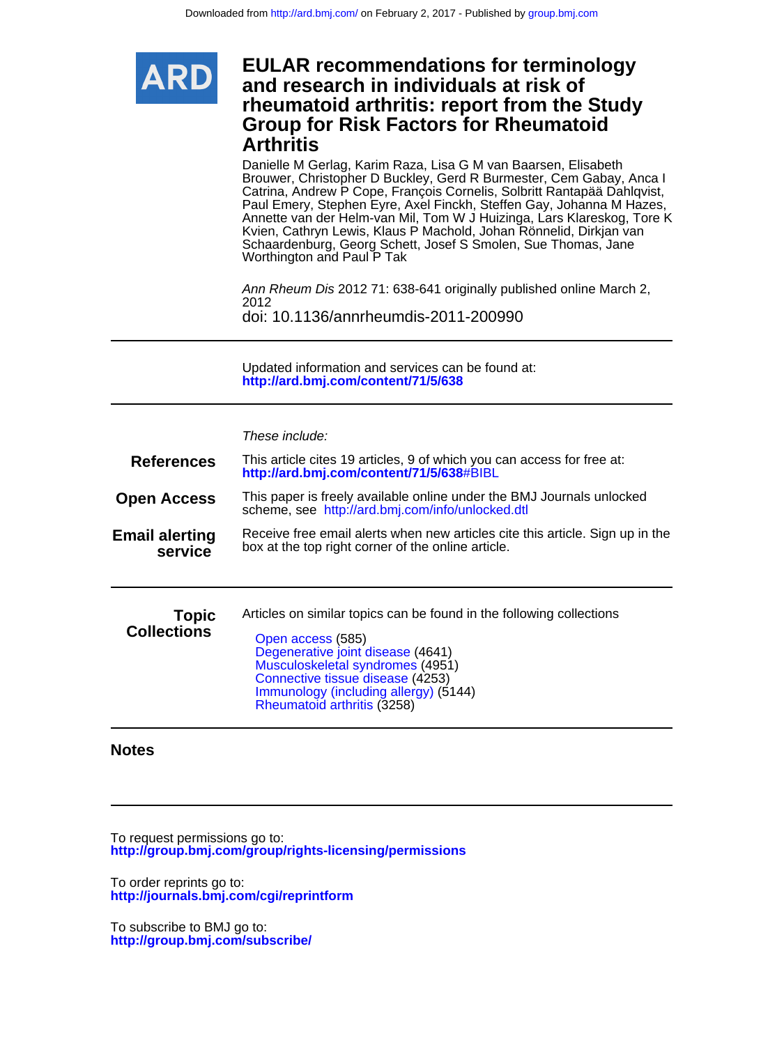# EULAR recommendations for terminology and research in individuals at risk of rheumatoid arthritis: report from the Study Group for Risk Factors for Rheumatoid Arthritis

Danielle M Gerlag, Karim Raza, Lisa G M van Baarsen, Elisabeth Brouwer, Christopher D Buckley, Gerd R Burmester, Cem Gabay, Anca I Catrina, Andrew P Cope, François Cornelis, Solbritt Rantapää Dahlqvist, Paul Emery, Stephen Eyre, Axel Finckh, Steffen Gay, Johanna M Hazes, Annette van der Helm-van Mil, Tom W J Huizinga, Lars Klareskog, Tore K Kvien, Cathryn Lewis, Klaus P Machold, Johan Rönnelid, Dirkjan van Schaardenburg, Georg Schett, Josef S Smolen, Sue Thomas, Jane Worthington and Paul P Tak

*Ann Rheum Dis* 2012 71: 638-641 originally published online March 2, 2012

doi: 10.1136/annrheumdis-2011-200990

Updated information and services can be found at:
**http://ard.bmj.com/content/71/5/638**

*These include:*

**References**
This article cites 19 articles, 9 of which you can access for free at:
**http://ard.bmj.com/content/71/5/638**#BIBL

**Open Access**
This paper is freely available online under the BMJ Journals unlocked scheme, see http://ard.bmj.com/info/unlocked.dtl

**Email alerting service**
Receive free email alerts when new articles cite this article. Sign up in the box at the top right corner of the online article.

**Topic Collections**
Articles on similar topics can be found in the following collections

- Open access (585)
- Degenerative joint disease (4641)
- Musculoskeletal syndromes (4951)
- Connective tissue disease (4253)
- Immunology (including allergy) (5144)
- Rheumatoid arthritis (3258)

## Notes

To request permissions go to:
**http://group.bmj.com/group/rights-licensing/permissions**

To order reprints go to:
**http://journals.bmj.com/cgi/reprintform**

To subscribe to BMJ go to:
**http://group.bmj.com/subscribe/**